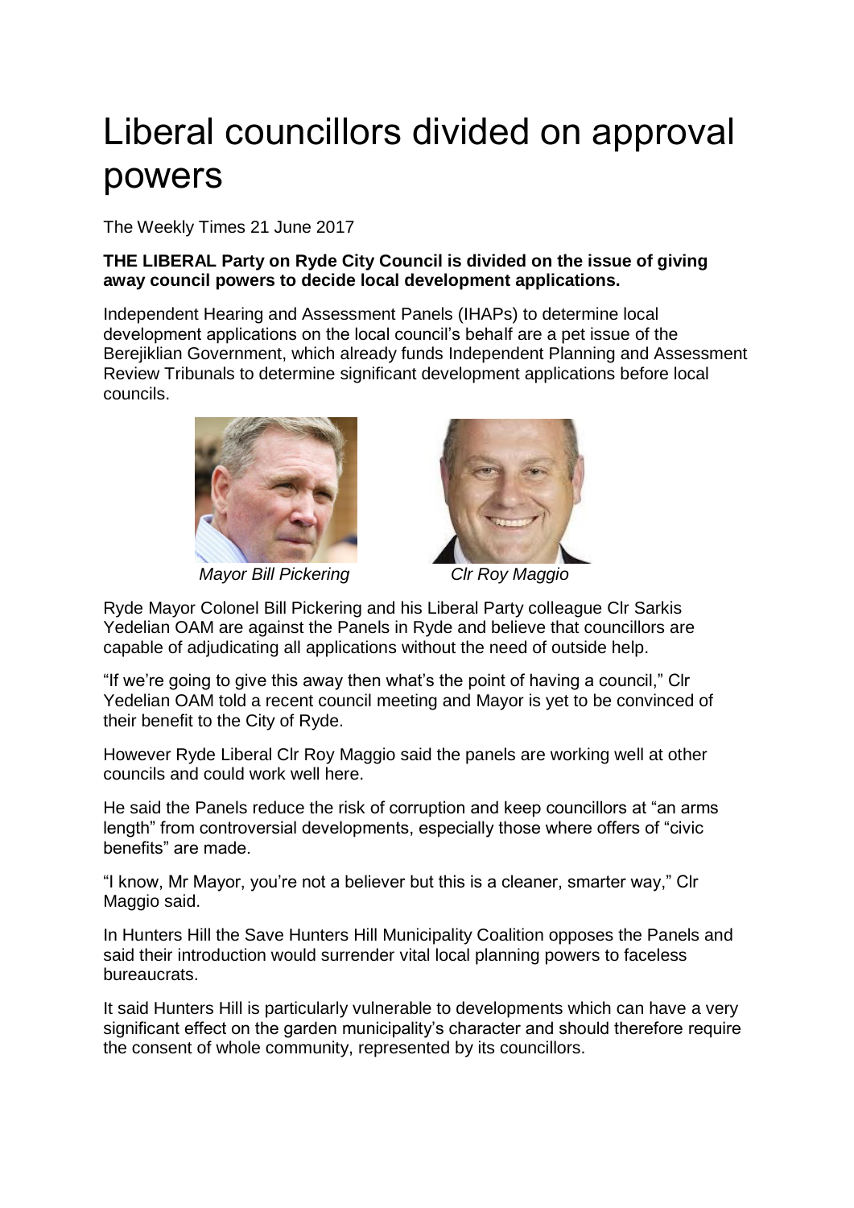# Liberal councillors divided on approval powers

The Weekly Times 21 June 2017

**THE LIBERAL Party on Ryde City Council is divided on the issue of giving away council powers to decide local development applications.**

Independent Hearing and Assessment Panels (IHAPs) to determine local development applications on the local council's behalf are a pet issue of the Berejiklian Government, which already funds Independent Planning and Assessment Review Tribunals to determine significant development applications before local councils.

*Mayor Bill Pickering*

*Clr Roy Maggio*

Ryde Mayor Colonel Bill Pickering and his Liberal Party colleague Clr Sarkis Yedelian OAM are against the Panels in Ryde and believe that councillors are capable of adjudicating all applications without the need of outside help.

"If we're going to give this away then what's the point of having a council," Clr Yedelian OAM told a recent council meeting and Mayor is yet to be convinced of their benefit to the City of Ryde.

However Ryde Liberal Clr Roy Maggio said the panels are working well at other councils and could work well here.

He said the Panels reduce the risk of corruption and keep councillors at "an arms length" from controversial developments, especially those where offers of "civic benefits" are made.

"I know, Mr Mayor, you're not a believer but this is a cleaner, smarter way," Clr Maggio said.

In Hunters Hill the Save Hunters Hill Municipality Coalition opposes the Panels and said their introduction would surrender vital local planning powers to faceless bureaucrats.

It said Hunters Hill is particularly vulnerable to developments which can have a very significant effect on the garden municipality's character and should therefore require the consent of whole community, represented by its councillors.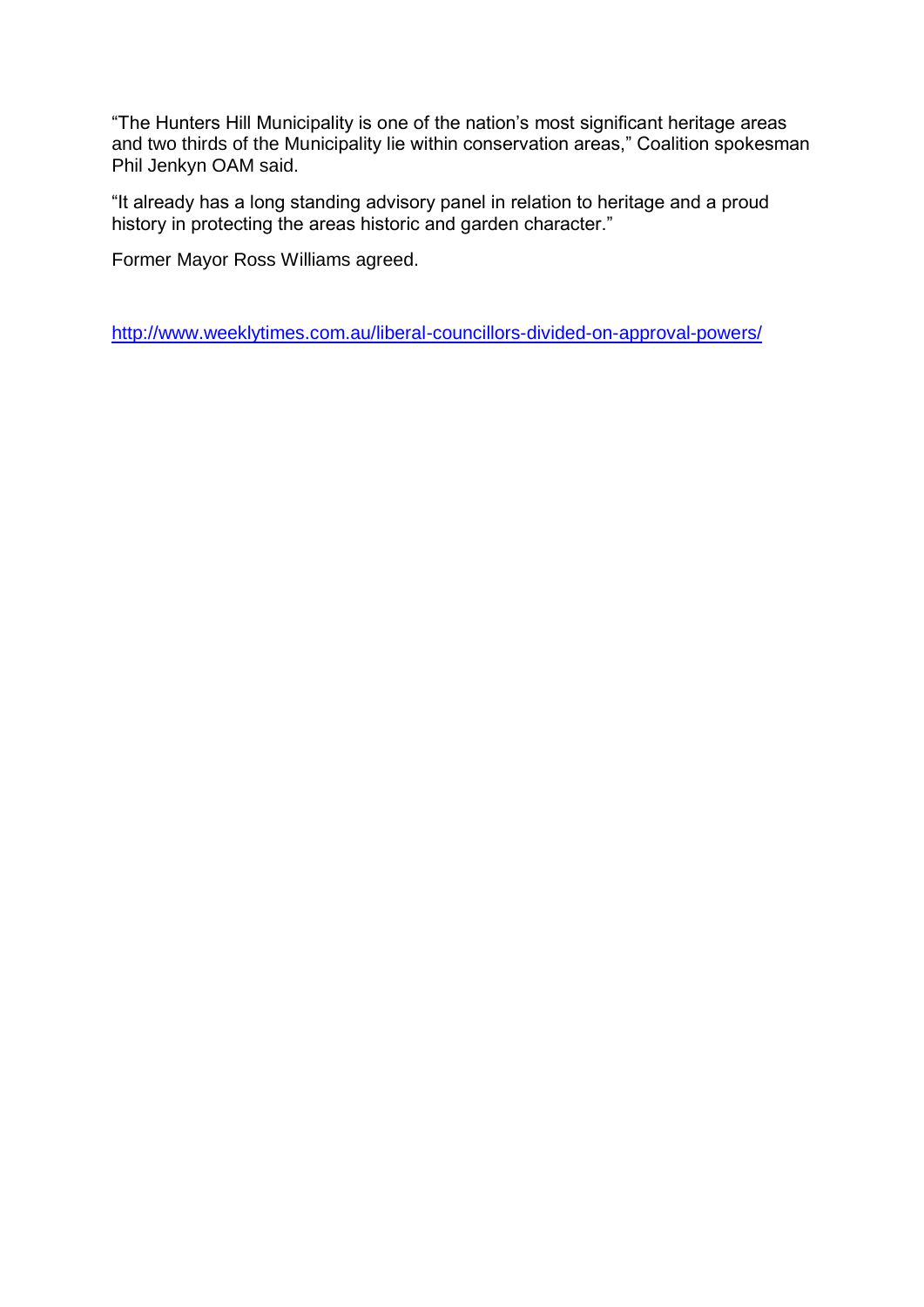"The Hunters Hill Municipality is one of the nation's most significant heritage areas and two thirds of the Municipality lie within conservation areas," Coalition spokesman Phil Jenkyn OAM said.

"It already has a long standing advisory panel in relation to heritage and a proud history in protecting the areas historic and garden character."

Former Mayor Ross Williams agreed.

http://www.weeklytimes.com.au/liberal-councillors-divided-on-approval-powers/